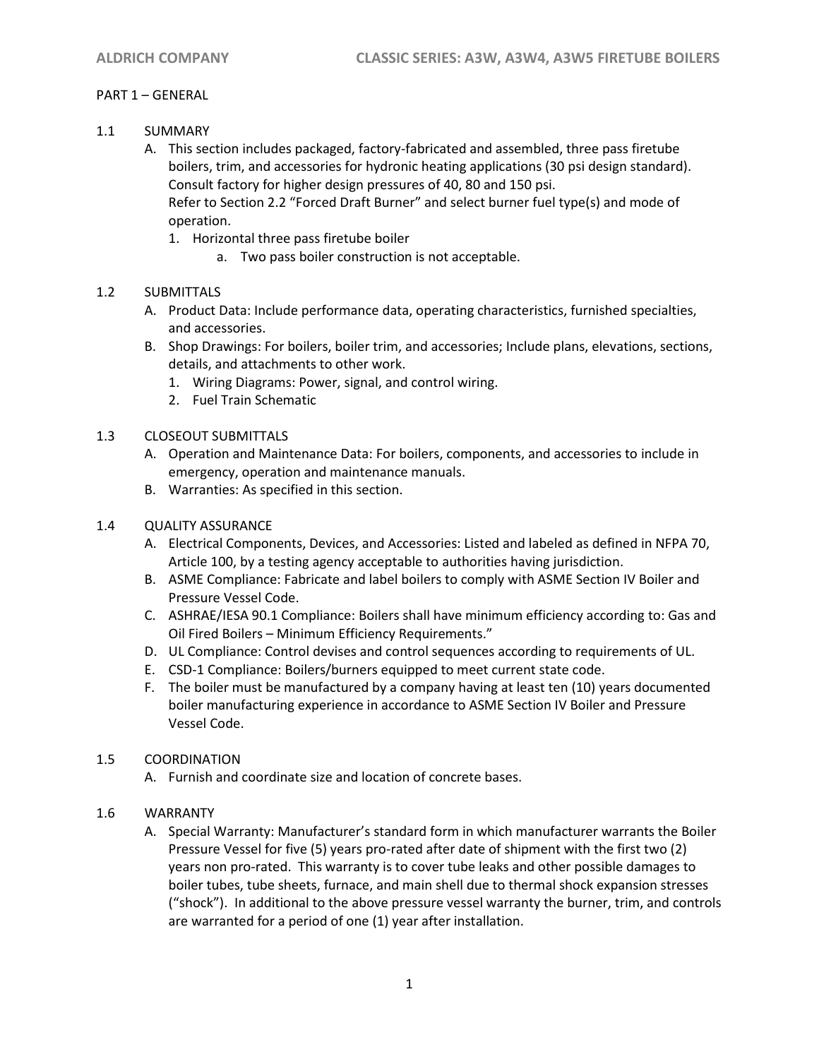PART 1 – GENERAL

## 1.1 SUMMARY

A. This section includes packaged, factory-fabricated and assembled, three pass firetube boilers, trim, and accessories for hydronic heating applications (30 psi design standard). Consult factory for higher design pressures of 40, 80 and 150 psi.
Refer to Section 2.2 "Forced Draft Burner" and select burner fuel type(s) and mode of operation.
   1. Horizontal three pass firetube boiler
      a. Two pass boiler construction is not acceptable.

## 1.2 SUBMITTALS

A. Product Data: Include performance data, operating characteristics, furnished specialties, and accessories.

B. Shop Drawings: For boilers, boiler trim, and accessories; Include plans, elevations, sections, details, and attachments to other work.
   1. Wiring Diagrams: Power, signal, and control wiring.
   2. Fuel Train Schematic

## 1.3 CLOSEOUT SUBMITTALS

A. Operation and Maintenance Data: For boilers, components, and accessories to include in emergency, operation and maintenance manuals.

B. Warranties: As specified in this section.

## 1.4 QUALITY ASSURANCE

A. Electrical Components, Devices, and Accessories: Listed and labeled as defined in NFPA 70, Article 100, by a testing agency acceptable to authorities having jurisdiction.

B. ASME Compliance: Fabricate and label boilers to comply with ASME Section IV Boiler and Pressure Vessel Code.

C. ASHRAE/IESA 90.1 Compliance: Boilers shall have minimum efficiency according to: Gas and Oil Fired Boilers – Minimum Efficiency Requirements."

D. UL Compliance: Control devises and control sequences according to requirements of UL.

E. CSD-1 Compliance: Boilers/burners equipped to meet current state code.

F. The boiler must be manufactured by a company having at least ten (10) years documented boiler manufacturing experience in accordance to ASME Section IV Boiler and Pressure Vessel Code.

## 1.5 COORDINATION

A. Furnish and coordinate size and location of concrete bases.

## 1.6 WARRANTY

A. Special Warranty: Manufacturer's standard form in which manufacturer warrants the Boiler Pressure Vessel for five (5) years pro-rated after date of shipment with the first two (2) years non pro-rated. This warranty is to cover tube leaks and other possible damages to boiler tubes, tube sheets, furnace, and main shell due to thermal shock expansion stresses ("shock"). In additional to the above pressure vessel warranty the burner, trim, and controls are warranted for a period of one (1) year after installation.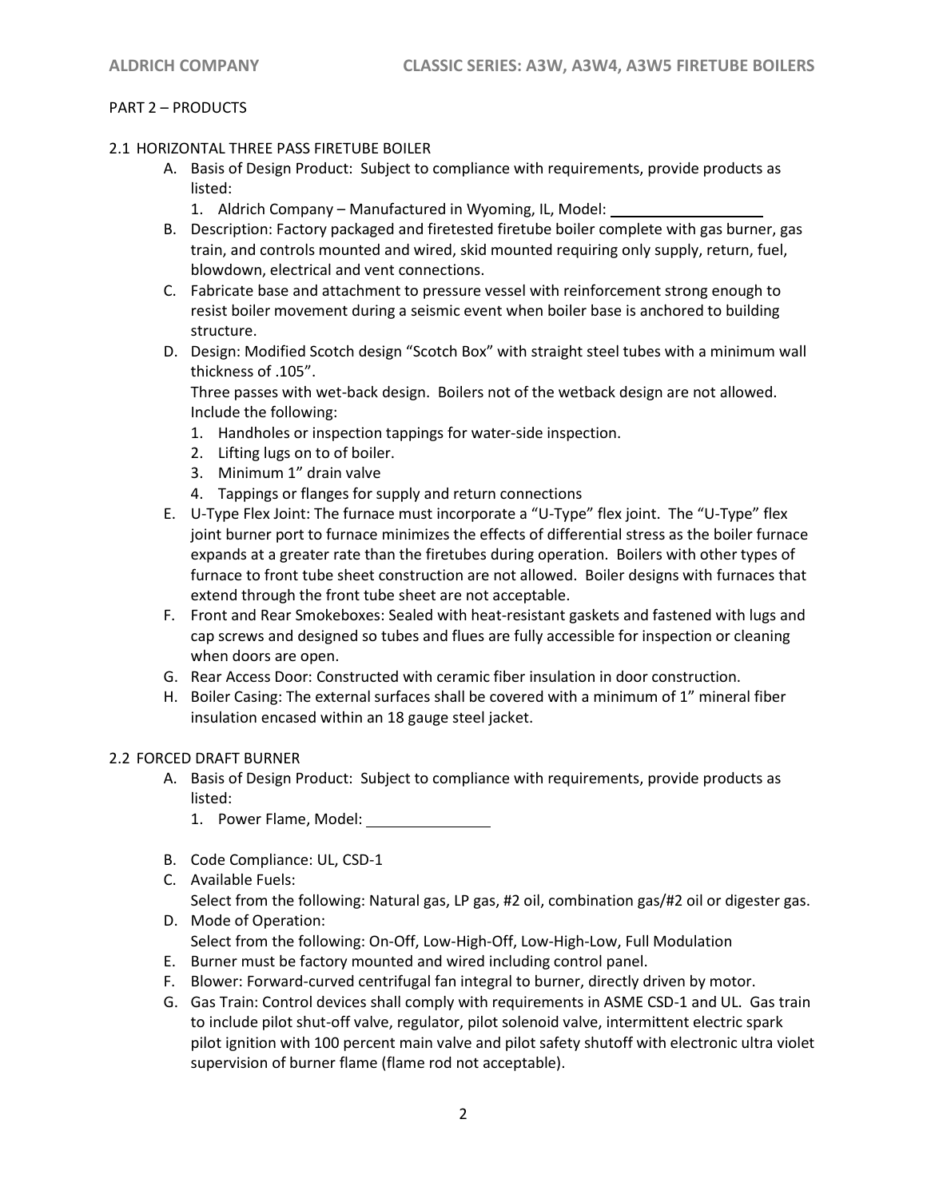PART 2 – PRODUCTS

2.1 HORIZONTAL THREE PASS FIRETUBE BOILER

A. Basis of Design Product: Subject to compliance with requirements, provide products as listed:
   1. Aldrich Company – Manufactured in Wyoming, IL, Model: ___________________
B. Description: Factory packaged and firetested firetube boiler complete with gas burner, gas train, and controls mounted and wired, skid mounted requiring only supply, return, fuel, blowdown, electrical and vent connections.
C. Fabricate base and attachment to pressure vessel with reinforcement strong enough to resist boiler movement during a seismic event when boiler base is anchored to building structure.
D. Design: Modified Scotch design "Scotch Box" with straight steel tubes with a minimum wall thickness of .105".
   Three passes with wet-back design. Boilers not of the wetback design are not allowed. Include the following:
   1. Handholes or inspection tappings for water-side inspection.
   2. Lifting lugs on to of boiler.
   3. Minimum 1" drain valve
   4. Tappings or flanges for supply and return connections
E. U-Type Flex Joint: The furnace must incorporate a "U-Type" flex joint. The "U-Type" flex joint burner port to furnace minimizes the effects of differential stress as the boiler furnace expands at a greater rate than the firetubes during operation. Boilers with other types of furnace to front tube sheet construction are not allowed. Boiler designs with furnaces that extend through the front tube sheet are not acceptable.
F. Front and Rear Smokeboxes: Sealed with heat-resistant gaskets and fastened with lugs and cap screws and designed so tubes and flues are fully accessible for inspection or cleaning when doors are open.
G. Rear Access Door: Constructed with ceramic fiber insulation in door construction.
H. Boiler Casing: The external surfaces shall be covered with a minimum of 1" mineral fiber insulation encased within an 18 gauge steel jacket.

2.2 FORCED DRAFT BURNER

A. Basis of Design Product: Subject to compliance with requirements, provide products as listed:
   1. Power Flame, Model: _______________
B. Code Compliance: UL, CSD-1
C. Available Fuels:
   Select from the following: Natural gas, LP gas, #2 oil, combination gas/#2 oil or digester gas.
D. Mode of Operation:
   Select from the following: On-Off, Low-High-Off, Low-High-Low, Full Modulation
E. Burner must be factory mounted and wired including control panel.
F. Blower: Forward-curved centrifugal fan integral to burner, directly driven by motor.
G. Gas Train: Control devices shall comply with requirements in ASME CSD-1 and UL. Gas train to include pilot shut-off valve, regulator, pilot solenoid valve, intermittent electric spark pilot ignition with 100 percent main valve and pilot safety shutoff with electronic ultra violet supervision of burner flame (flame rod not acceptable).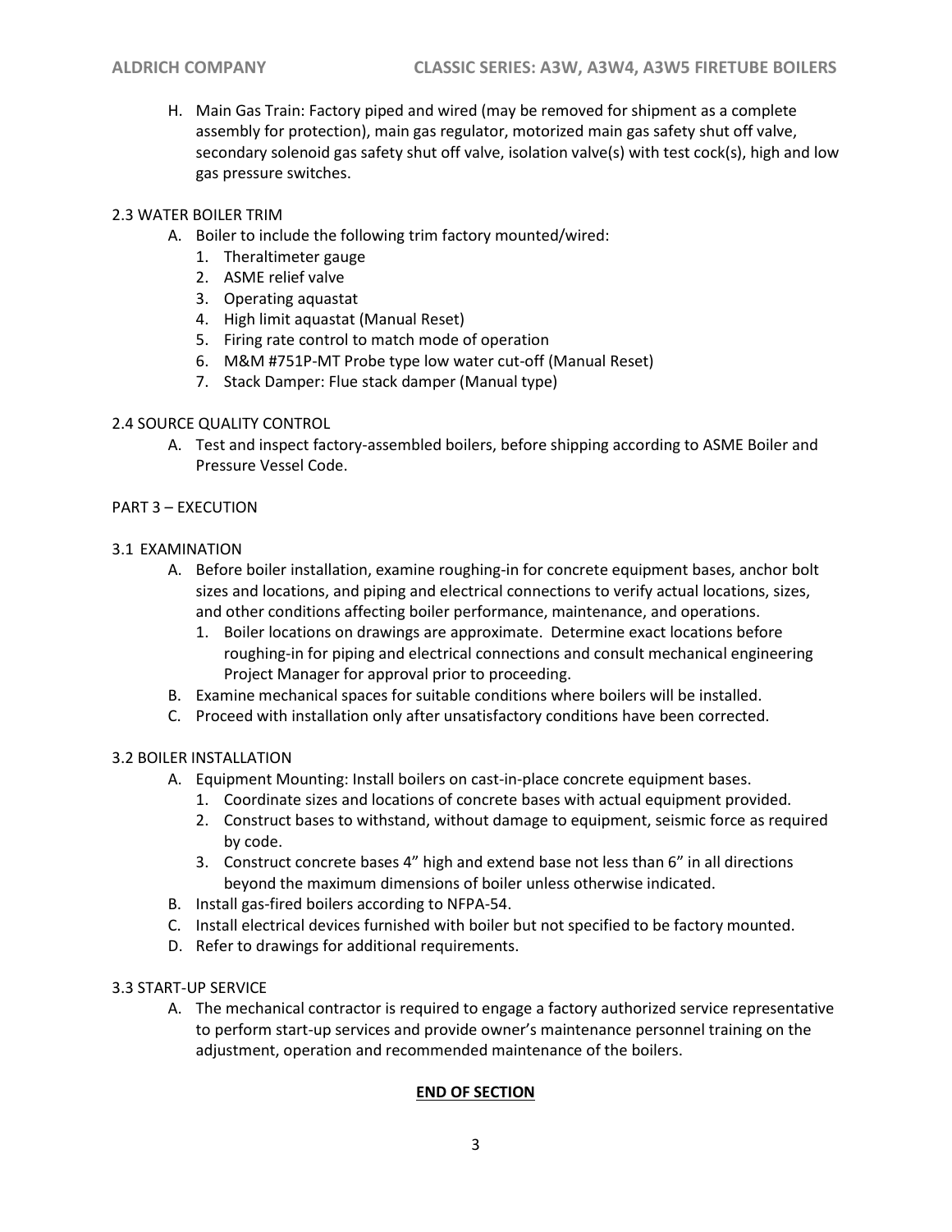H. Main Gas Train: Factory piped and wired (may be removed for shipment as a complete assembly for protection), main gas regulator, motorized main gas safety shut off valve, secondary solenoid gas safety shut off valve, isolation valve(s) with test cock(s), high and low gas pressure switches.

## 2.3 WATER BOILER TRIM

A. Boiler to include the following trim factory mounted/wired:
   1. Theraltimeter gauge
   2. ASME relief valve
   3. Operating aquastat
   4. High limit aquastat (Manual Reset)
   5. Firing rate control to match mode of operation
   6. M&M #751P-MT Probe type low water cut-off (Manual Reset)
   7. Stack Damper: Flue stack damper (Manual type)

## 2.4 SOURCE QUALITY CONTROL

A. Test and inspect factory-assembled boilers, before shipping according to ASME Boiler and Pressure Vessel Code.

# PART 3 – EXECUTION

## 3.1 EXAMINATION

A. Before boiler installation, examine roughing-in for concrete equipment bases, anchor bolt sizes and locations, and piping and electrical connections to verify actual locations, sizes, and other conditions affecting boiler performance, maintenance, and operations.
   1. Boiler locations on drawings are approximate. Determine exact locations before roughing-in for piping and electrical connections and consult mechanical engineering Project Manager for approval prior to proceeding.

B. Examine mechanical spaces for suitable conditions where boilers will be installed.

C. Proceed with installation only after unsatisfactory conditions have been corrected.

## 3.2 BOILER INSTALLATION

A. Equipment Mounting: Install boilers on cast-in-place concrete equipment bases.
   1. Coordinate sizes and locations of concrete bases with actual equipment provided.
   2. Construct bases to withstand, without damage to equipment, seismic force as required by code.
   3. Construct concrete bases 4" high and extend base not less than 6" in all directions beyond the maximum dimensions of boiler unless otherwise indicated.

B. Install gas-fired boilers according to NFPA-54.

C. Install electrical devices furnished with boiler but not specified to be factory mounted.

D. Refer to drawings for additional requirements.

## 3.3 START-UP SERVICE

A. The mechanical contractor is required to engage a factory authorized service representative to perform start-up services and provide owner's maintenance personnel training on the adjustment, operation and recommended maintenance of the boilers.

**END OF SECTION**